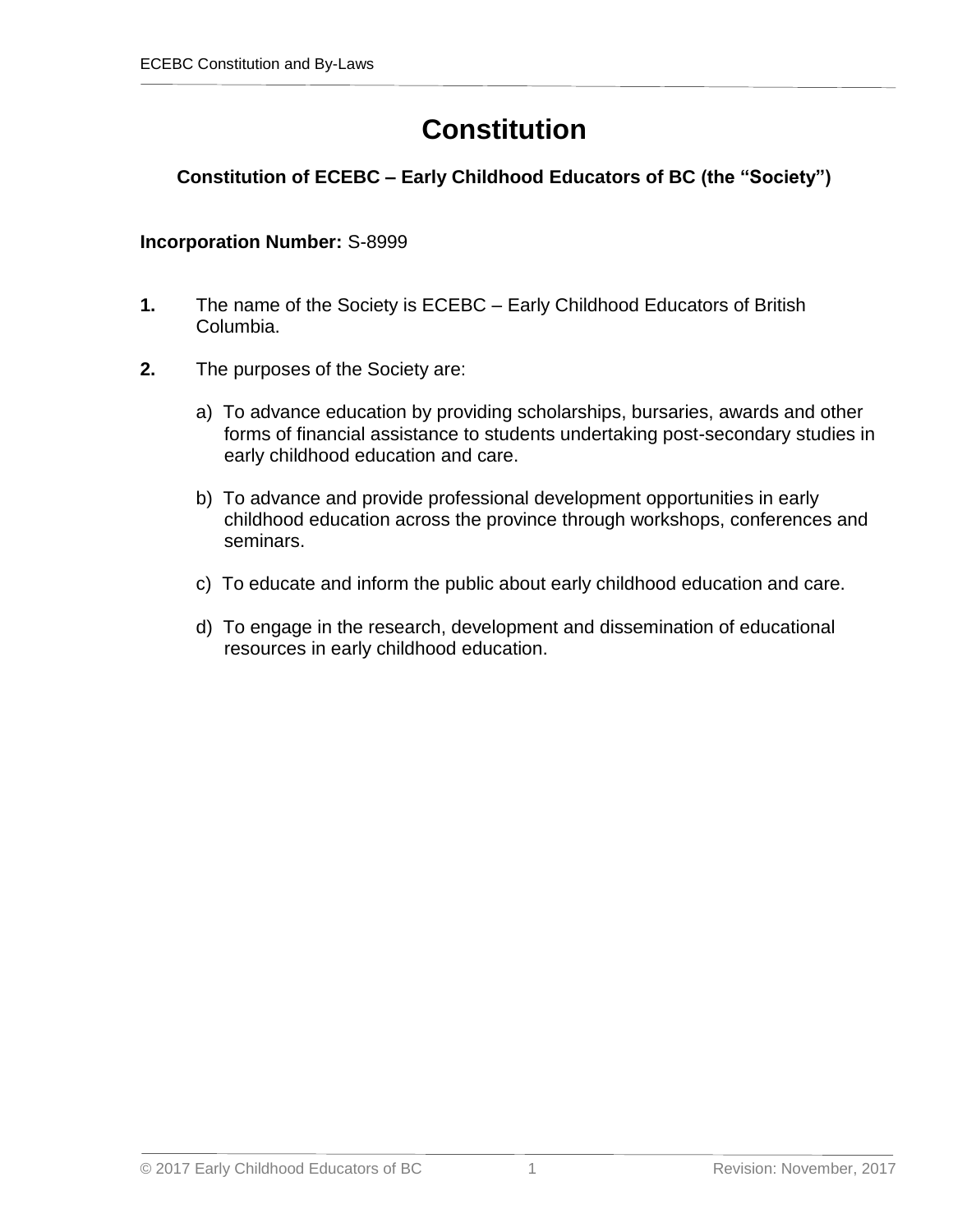# Constitution

### Constitution of ECEBC – Early Childhood Educators of BC (the "Society")

**Incorporation Number:** S-8999

**1.** The name of the Society is ECEBC – Early Childhood Educators of British Columbia.

**2.** The purposes of the Society are:

a) To advance education by providing scholarships, bursaries, awards and other forms of financial assistance to students undertaking post-secondary studies in early childhood education and care.

b) To advance and provide professional development opportunities in early childhood education across the province through workshops, conferences and seminars.

c) To educate and inform the public about early childhood education and care.

d) To engage in the research, development and dissemination of educational resources in early childhood education.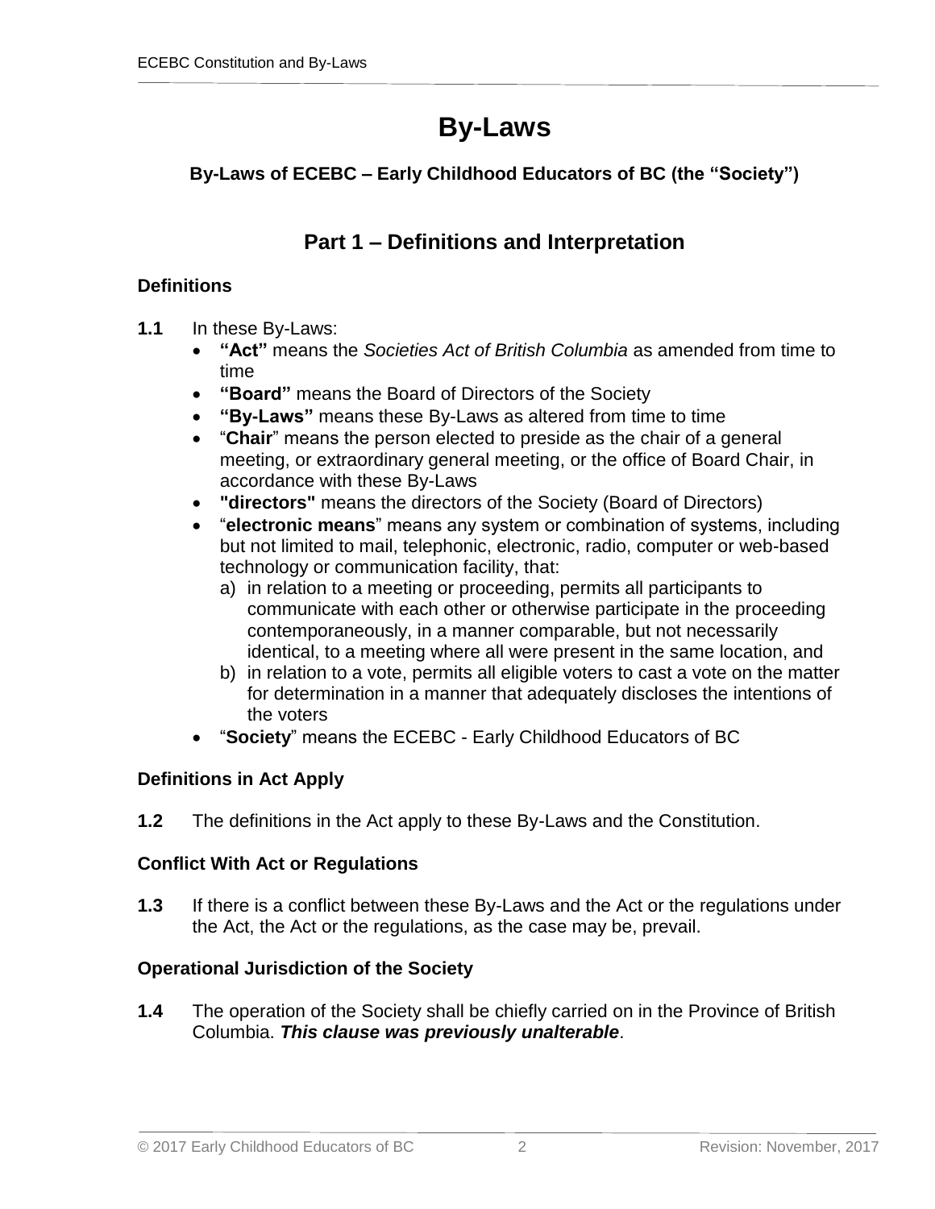# By-Laws

**By-Laws of ECEBC – Early Childhood Educators of BC (the "Society")**

## Part 1 – Definitions and Interpretation

### Definitions

**1.1** In these By-Laws:

- **"Act"** means the *Societies Act of British Columbia* as amended from time to time
- **"Board"** means the Board of Directors of the Society
- **"By-Laws"** means these By-Laws as altered from time to time
- "**Chair**" means the person elected to preside as the chair of a general meeting, or extraordinary general meeting, or the office of Board Chair, in accordance with these By-Laws
- **"directors"** means the directors of the Society (Board of Directors)
- "**electronic means**" means any system or combination of systems, including but not limited to mail, telephonic, electronic, radio, computer or web-based technology or communication facility, that:
  a) in relation to a meeting or proceeding, permits all participants to communicate with each other or otherwise participate in the proceeding contemporaneously, in a manner comparable, but not necessarily identical, to a meeting where all were present in the same location, and
  b) in relation to a vote, permits all eligible voters to cast a vote on the matter for determination in a manner that adequately discloses the intentions of the voters
- "**Society**" means the ECEBC - Early Childhood Educators of BC

### Definitions in Act Apply

**1.2** The definitions in the Act apply to these By-Laws and the Constitution.

### Conflict With Act or Regulations

**1.3** If there is a conflict between these By-Laws and the Act or the regulations under the Act, the Act or the regulations, as the case may be, prevail.

### Operational Jurisdiction of the Society

**1.4** The operation of the Society shall be chiefly carried on in the Province of British Columbia. ***This clause was previously unalterable***.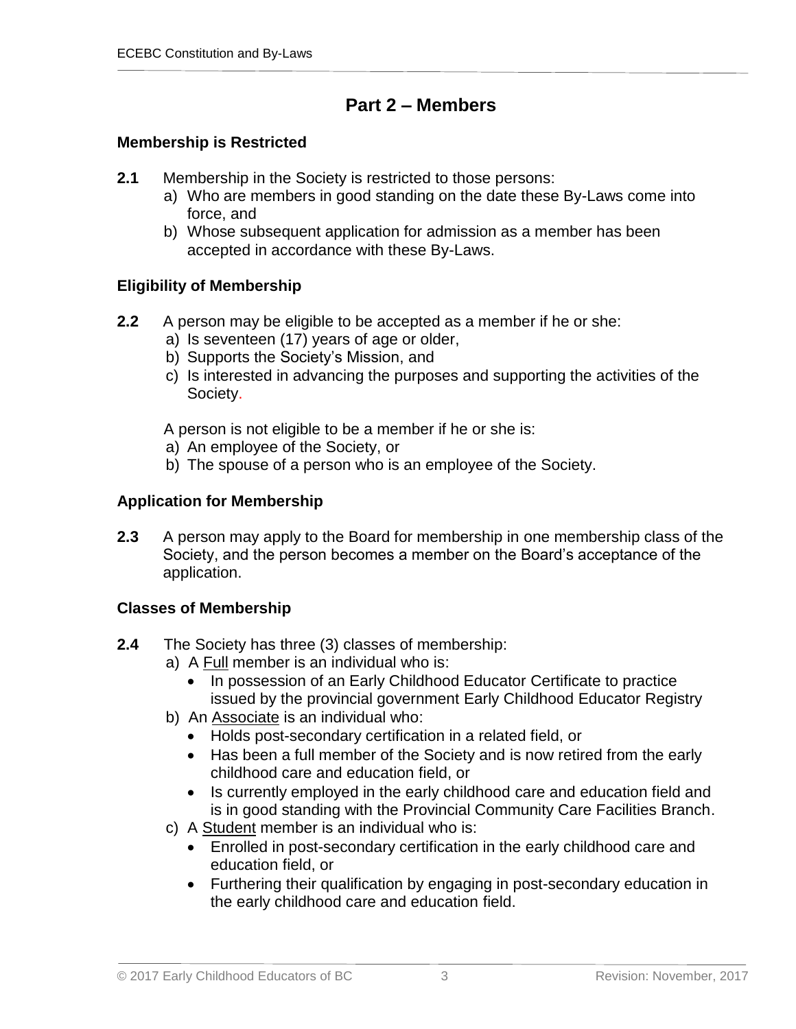## Part 2 – Members

### Membership is Restricted

**2.1** Membership in the Society is restricted to those persons:

a) Who are members in good standing on the date these By-Laws come into force, and
b) Whose subsequent application for admission as a member has been accepted in accordance with these By-Laws.

### Eligibility of Membership

**2.2** A person may be eligible to be accepted as a member if he or she:

a) Is seventeen (17) years of age or older,
b) Supports the Society's Mission, and
c) Is interested in advancing the purposes and supporting the activities of the Society.

A person is not eligible to be a member if he or she is:

a) An employee of the Society, or
b) The spouse of a person who is an employee of the Society.

### Application for Membership

**2.3** A person may apply to the Board for membership in one membership class of the Society, and the person becomes a member on the Board's acceptance of the application.

### Classes of Membership

**2.4** The Society has three (3) classes of membership:

a) A <u>Full</u> member is an individual who is:
   - In possession of an Early Childhood Educator Certificate to practice issued by the provincial government Early Childhood Educator Registry

b) An <u>Associate</u> is an individual who:
   - Holds post-secondary certification in a related field, or
   - Has been a full member of the Society and is now retired from the early childhood care and education field, or
   - Is currently employed in the early childhood care and education field and is in good standing with the Provincial Community Care Facilities Branch.

c) A <u>Student</u> member is an individual who is:
   - Enrolled in post-secondary certification in the early childhood care and education field, or
   - Furthering their qualification by engaging in post-secondary education in the early childhood care and education field.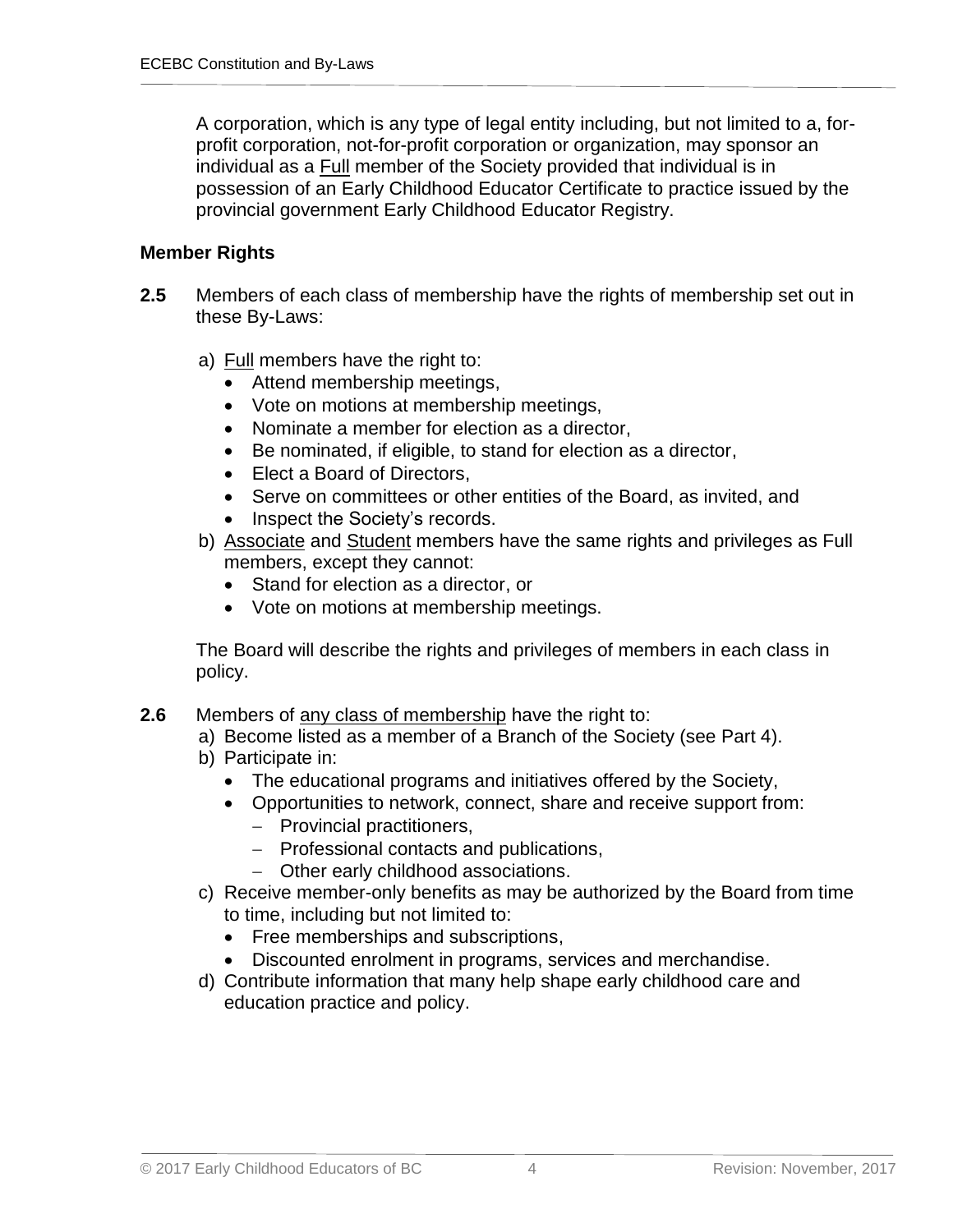A corporation, which is any type of legal entity including, but not limited to a, for-profit corporation, not-for-profit corporation or organization, may sponsor an individual as a <u>Full</u> member of the Society provided that individual is in possession of an Early Childhood Educator Certificate to practice issued by the provincial government Early Childhood Educator Registry.

### Member Rights

**2.5** Members of each class of membership have the rights of membership set out in these By-Laws:

a) <u>Full</u> members have the right to:
- Attend membership meetings,
- Vote on motions at membership meetings,
- Nominate a member for election as a director,
- Be nominated, if eligible, to stand for election as a director,
- Elect a Board of Directors,
- Serve on committees or other entities of the Board, as invited, and
- Inspect the Society's records.

b) <u>Associate</u> and <u>Student</u> members have the same rights and privileges as Full members, except they cannot:
- Stand for election as a director, or
- Vote on motions at membership meetings.

The Board will describe the rights and privileges of members in each class in policy.

**2.6** Members of <u>any class of membership</u> have the right to:

a) Become listed as a member of a Branch of the Society (see Part 4).

b) Participate in:
- The educational programs and initiatives offered by the Society,
- Opportunities to network, connect, share and receive support from:
  - Provincial practitioners,
  - Professional contacts and publications,
  - Other early childhood associations.

c) Receive member-only benefits as may be authorized by the Board from time to time, including but not limited to:
- Free memberships and subscriptions,
- Discounted enrolment in programs, services and merchandise.

d) Contribute information that many help shape early childhood care and education practice and policy.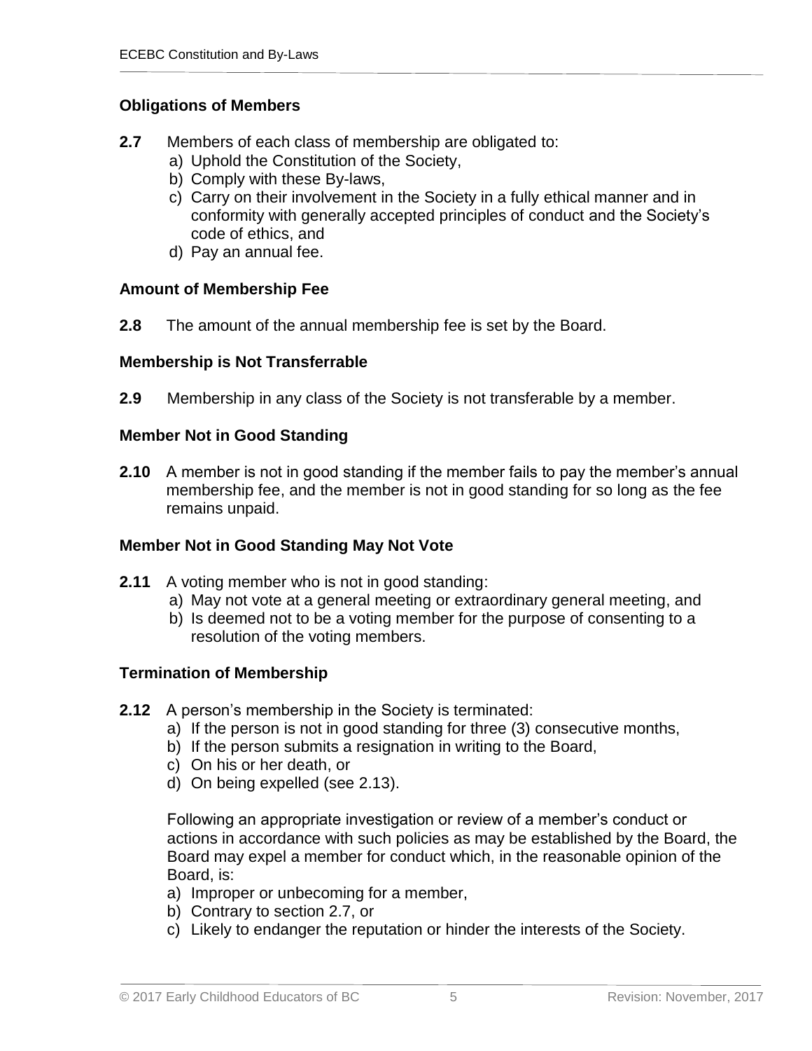### Obligations of Members

**2.7** Members of each class of membership are obligated to:

a) Uphold the Constitution of the Society,
b) Comply with these By-laws,
c) Carry on their involvement in the Society in a fully ethical manner and in conformity with generally accepted principles of conduct and the Society's code of ethics, and
d) Pay an annual fee.

### Amount of Membership Fee

**2.8** The amount of the annual membership fee is set by the Board.

### Membership is Not Transferrable

**2.9** Membership in any class of the Society is not transferable by a member.

### Member Not in Good Standing

**2.10** A member is not in good standing if the member fails to pay the member's annual membership fee, and the member is not in good standing for so long as the fee remains unpaid.

### Member Not in Good Standing May Not Vote

**2.11** A voting member who is not in good standing:

a) May not vote at a general meeting or extraordinary general meeting, and
b) Is deemed not to be a voting member for the purpose of consenting to a resolution of the voting members.

### Termination of Membership

**2.12** A person's membership in the Society is terminated:

a) If the person is not in good standing for three (3) consecutive months,
b) If the person submits a resignation in writing to the Board,
c) On his or her death, or
d) On being expelled (see 2.13).

Following an appropriate investigation or review of a member's conduct or actions in accordance with such policies as may be established by the Board, the Board may expel a member for conduct which, in the reasonable opinion of the Board, is:

a) Improper or unbecoming for a member,
b) Contrary to section 2.7, or
c) Likely to endanger the reputation or hinder the interests of the Society.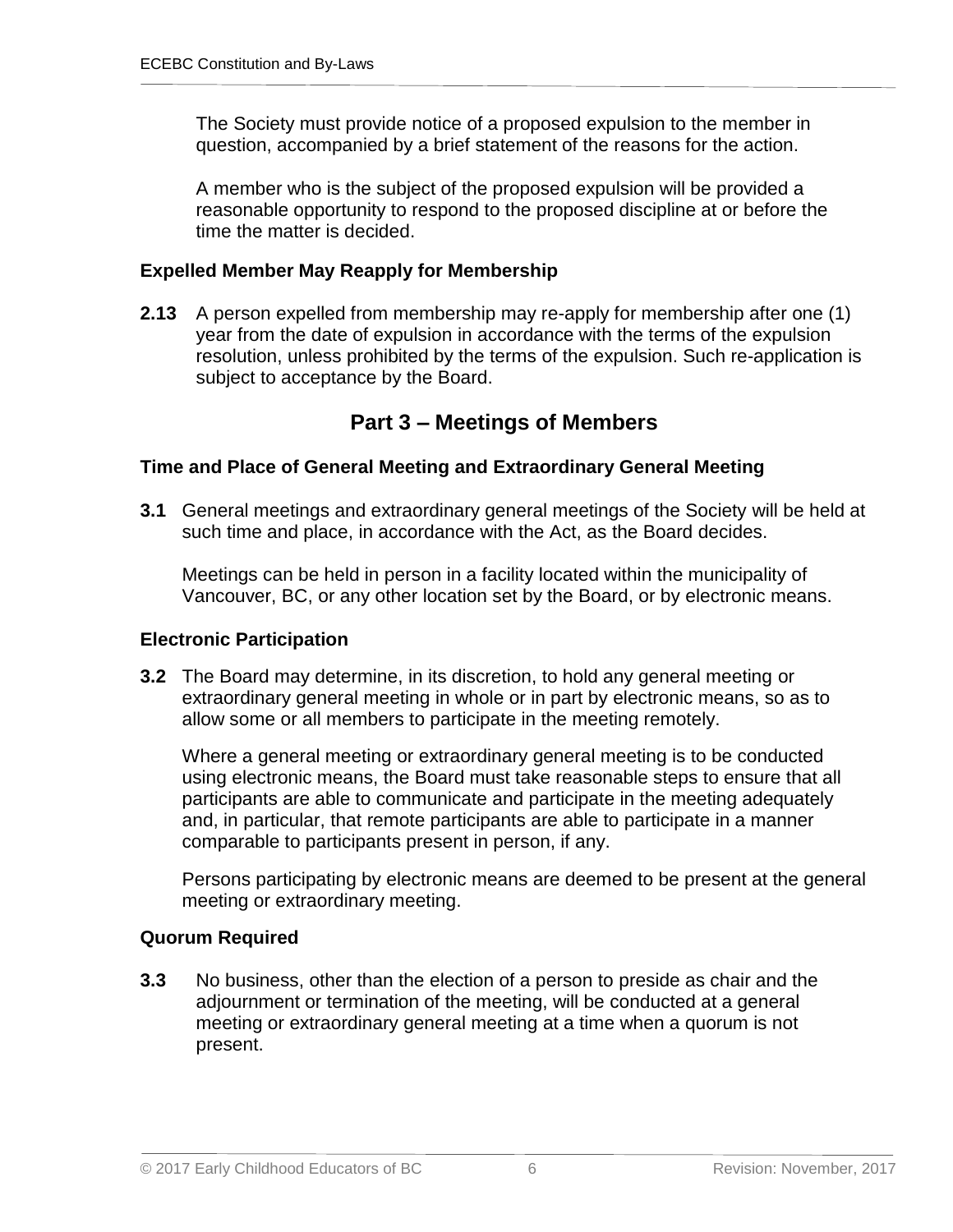The Society must provide notice of a proposed expulsion to the member in question, accompanied by a brief statement of the reasons for the action.

A member who is the subject of the proposed expulsion will be provided a reasonable opportunity to respond to the proposed discipline at or before the time the matter is decided.

### Expelled Member May Reapply for Membership

**2.13** A person expelled from membership may re-apply for membership after one (1) year from the date of expulsion in accordance with the terms of the expulsion resolution, unless prohibited by the terms of the expulsion. Such re-application is subject to acceptance by the Board.

## Part 3 – Meetings of Members

### Time and Place of General Meeting and Extraordinary General Meeting

**3.1** General meetings and extraordinary general meetings of the Society will be held at such time and place, in accordance with the Act, as the Board decides.

Meetings can be held in person in a facility located within the municipality of Vancouver, BC, or any other location set by the Board, or by electronic means.

### Electronic Participation

**3.2** The Board may determine, in its discretion, to hold any general meeting or extraordinary general meeting in whole or in part by electronic means, so as to allow some or all members to participate in the meeting remotely.

Where a general meeting or extraordinary general meeting is to be conducted using electronic means, the Board must take reasonable steps to ensure that all participants are able to communicate and participate in the meeting adequately and, in particular, that remote participants are able to participate in a manner comparable to participants present in person, if any.

Persons participating by electronic means are deemed to be present at the general meeting or extraordinary meeting.

### Quorum Required

**3.3** No business, other than the election of a person to preside as chair and the adjournment or termination of the meeting, will be conducted at a general meeting or extraordinary general meeting at a time when a quorum is not present.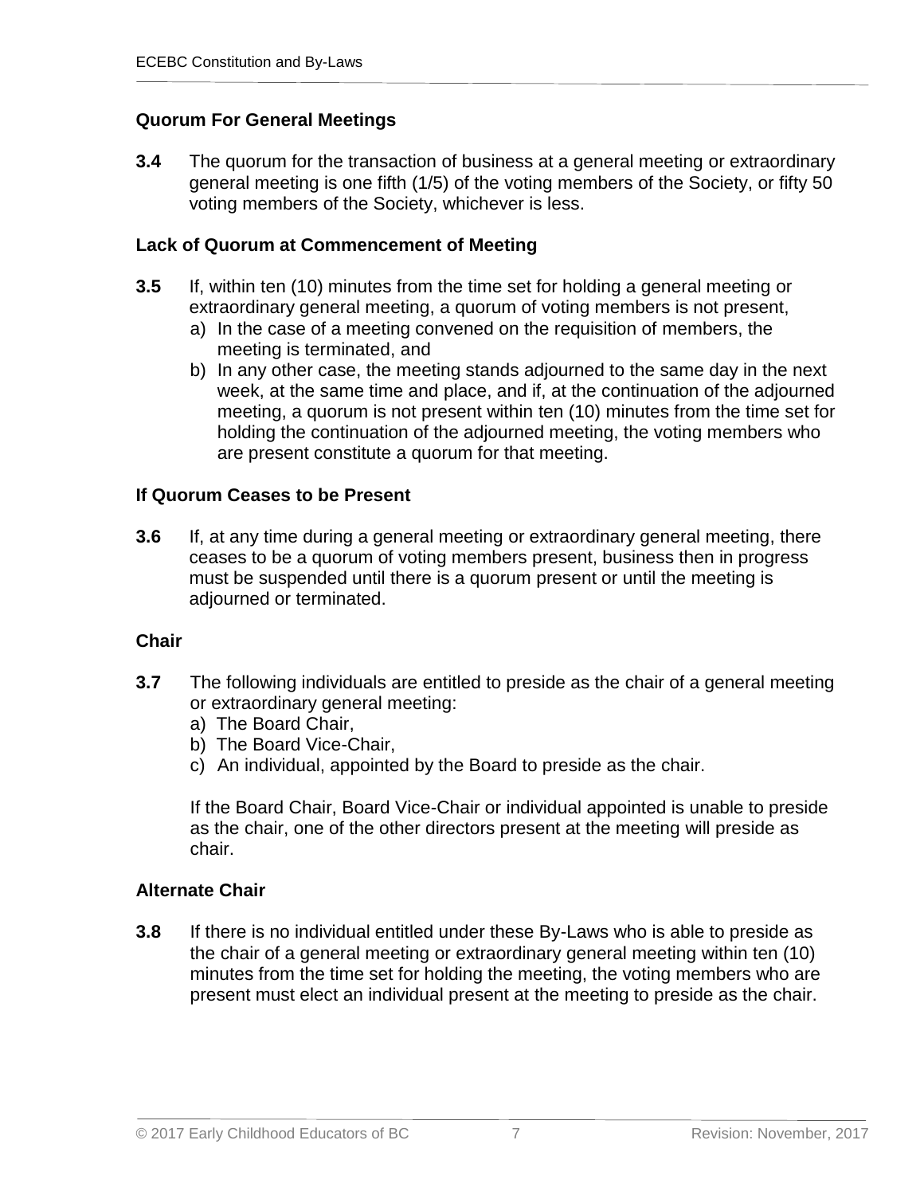### Quorum For General Meetings

**3.4** The quorum for the transaction of business at a general meeting or extraordinary general meeting is one fifth (1/5) of the voting members of the Society, or fifty 50 voting members of the Society, whichever is less.

### Lack of Quorum at Commencement of Meeting

**3.5** If, within ten (10) minutes from the time set for holding a general meeting or extraordinary general meeting, a quorum of voting members is not present,

a) In the case of a meeting convened on the requisition of members, the meeting is terminated, and
b) In any other case, the meeting stands adjourned to the same day in the next week, at the same time and place, and if, at the continuation of the adjourned meeting, a quorum is not present within ten (10) minutes from the time set for holding the continuation of the adjourned meeting, the voting members who are present constitute a quorum for that meeting.

### If Quorum Ceases to be Present

**3.6** If, at any time during a general meeting or extraordinary general meeting, there ceases to be a quorum of voting members present, business then in progress must be suspended until there is a quorum present or until the meeting is adjourned or terminated.

### Chair

**3.7** The following individuals are entitled to preside as the chair of a general meeting or extraordinary general meeting:

a) The Board Chair,
b) The Board Vice-Chair,
c) An individual, appointed by the Board to preside as the chair.

If the Board Chair, Board Vice-Chair or individual appointed is unable to preside as the chair, one of the other directors present at the meeting will preside as chair.

### Alternate Chair

**3.8** If there is no individual entitled under these By-Laws who is able to preside as the chair of a general meeting or extraordinary general meeting within ten (10) minutes from the time set for holding the meeting, the voting members who are present must elect an individual present at the meeting to preside as the chair.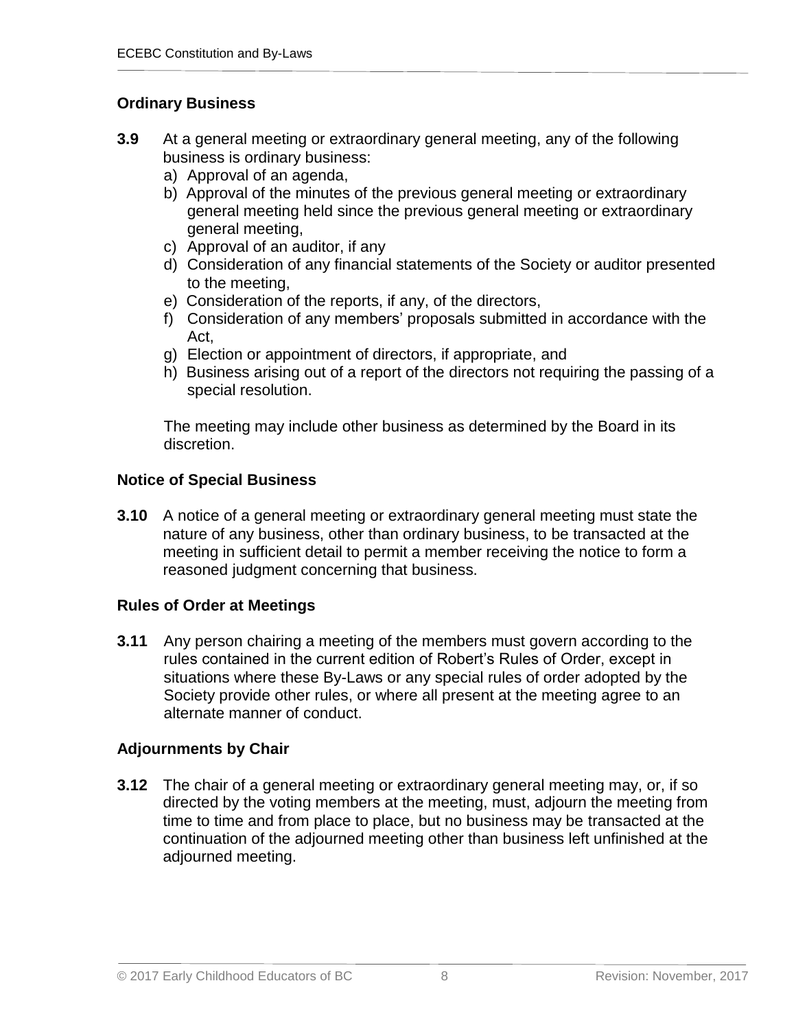### Ordinary Business

**3.9** At a general meeting or extraordinary general meeting, any of the following business is ordinary business:

a) Approval of an agenda,
b) Approval of the minutes of the previous general meeting or extraordinary general meeting held since the previous general meeting or extraordinary general meeting,
c) Approval of an auditor, if any
d) Consideration of any financial statements of the Society or auditor presented to the meeting,
e) Consideration of the reports, if any, of the directors,
f) Consideration of any members' proposals submitted in accordance with the Act,
g) Election or appointment of directors, if appropriate, and
h) Business arising out of a report of the directors not requiring the passing of a special resolution.

The meeting may include other business as determined by the Board in its discretion.

### Notice of Special Business

**3.10** A notice of a general meeting or extraordinary general meeting must state the nature of any business, other than ordinary business, to be transacted at the meeting in sufficient detail to permit a member receiving the notice to form a reasoned judgment concerning that business.

### Rules of Order at Meetings

**3.11** Any person chairing a meeting of the members must govern according to the rules contained in the current edition of Robert's Rules of Order, except in situations where these By-Laws or any special rules of order adopted by the Society provide other rules, or where all present at the meeting agree to an alternate manner of conduct.

### Adjournments by Chair

**3.12** The chair of a general meeting or extraordinary general meeting may, or, if so directed by the voting members at the meeting, must, adjourn the meeting from time to time and from place to place, but no business may be transacted at the continuation of the adjourned meeting other than business left unfinished at the adjourned meeting.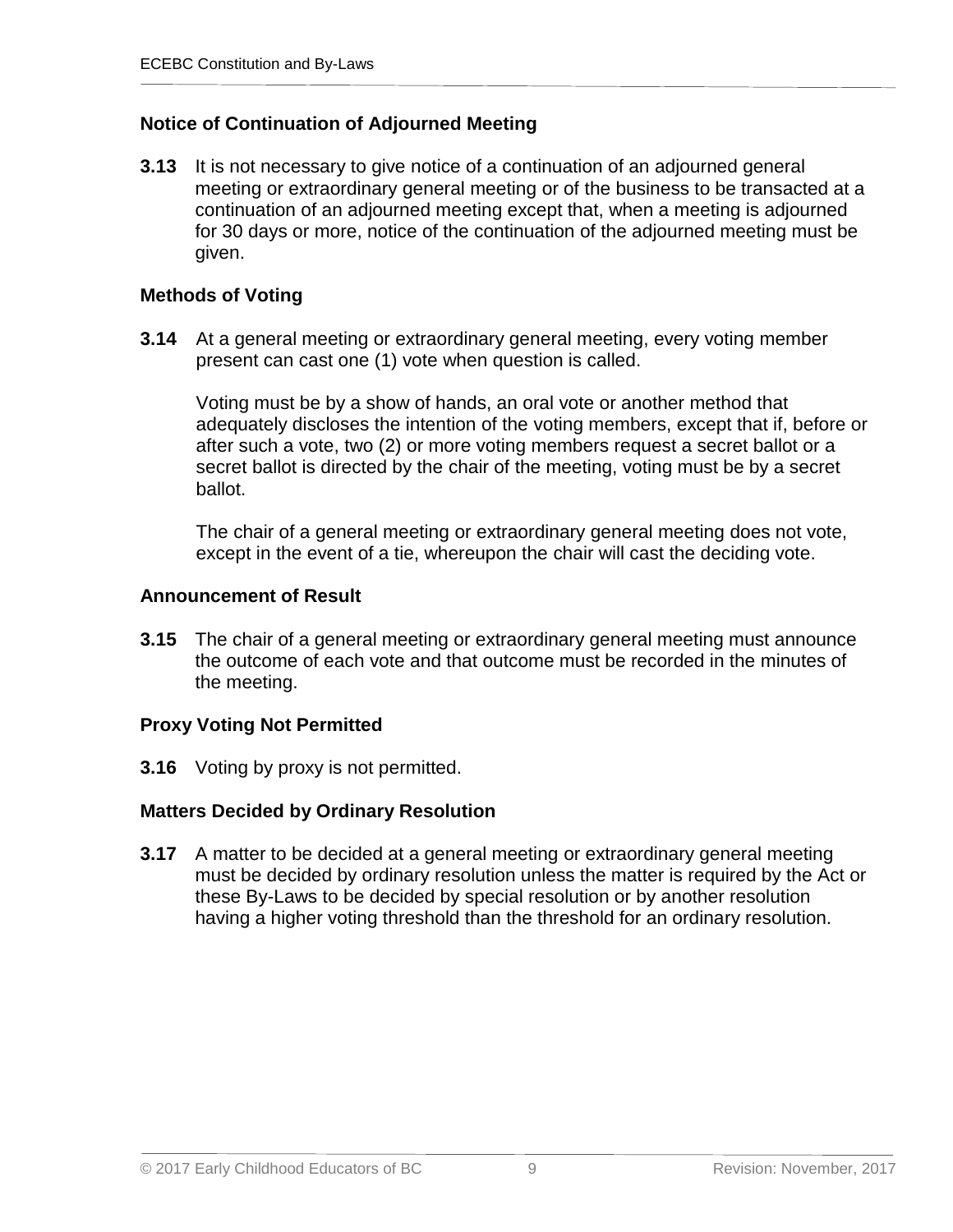### Notice of Continuation of Adjourned Meeting

**3.13** It is not necessary to give notice of a continuation of an adjourned general meeting or extraordinary general meeting or of the business to be transacted at a continuation of an adjourned meeting except that, when a meeting is adjourned for 30 days or more, notice of the continuation of the adjourned meeting must be given.

### Methods of Voting

**3.14** At a general meeting or extraordinary general meeting, every voting member present can cast one (1) vote when question is called.

Voting must be by a show of hands, an oral vote or another method that adequately discloses the intention of the voting members, except that if, before or after such a vote, two (2) or more voting members request a secret ballot or a secret ballot is directed by the chair of the meeting, voting must be by a secret ballot.

The chair of a general meeting or extraordinary general meeting does not vote, except in the event of a tie, whereupon the chair will cast the deciding vote.

### Announcement of Result

**3.15** The chair of a general meeting or extraordinary general meeting must announce the outcome of each vote and that outcome must be recorded in the minutes of the meeting.

### Proxy Voting Not Permitted

**3.16** Voting by proxy is not permitted.

### Matters Decided by Ordinary Resolution

**3.17** A matter to be decided at a general meeting or extraordinary general meeting must be decided by ordinary resolution unless the matter is required by the Act or these By-Laws to be decided by special resolution or by another resolution having a higher voting threshold than the threshold for an ordinary resolution.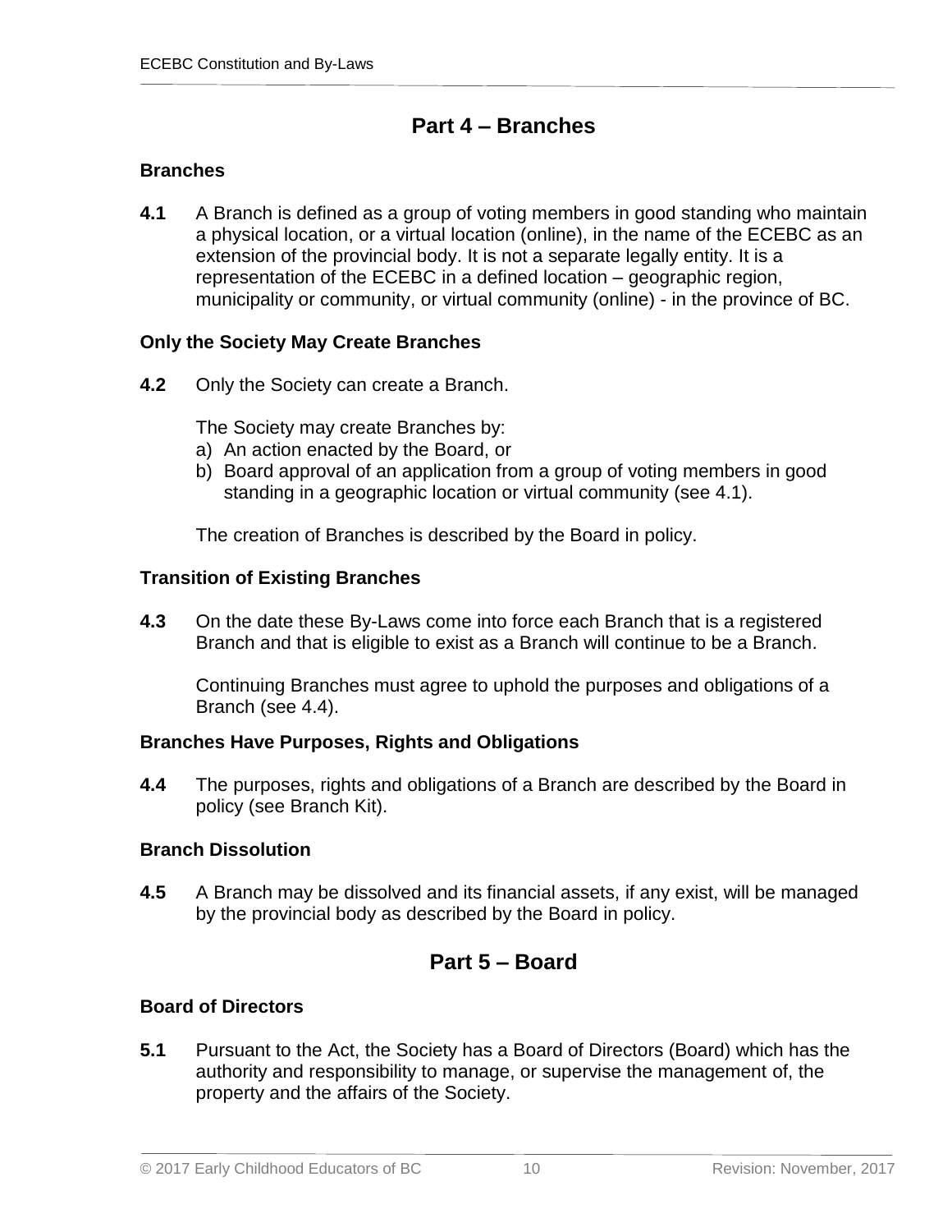## Part 4 – Branches

### Branches

**4.1** A Branch is defined as a group of voting members in good standing who maintain a physical location, or a virtual location (online), in the name of the ECEBC as an extension of the provincial body. It is not a separate legally entity. It is a representation of the ECEBC in a defined location – geographic region, municipality or community, or virtual community (online) - in the province of BC.

### Only the Society May Create Branches

**4.2** Only the Society can create a Branch.

The Society may create Branches by:

a) An action enacted by the Board, or
b) Board approval of an application from a group of voting members in good standing in a geographic location or virtual community (see 4.1).

The creation of Branches is described by the Board in policy.

### Transition of Existing Branches

**4.3** On the date these By-Laws come into force each Branch that is a registered Branch and that is eligible to exist as a Branch will continue to be a Branch.

Continuing Branches must agree to uphold the purposes and obligations of a Branch (see 4.4).

### Branches Have Purposes, Rights and Obligations

**4.4** The purposes, rights and obligations of a Branch are described by the Board in policy (see Branch Kit).

### Branch Dissolution

**4.5** A Branch may be dissolved and its financial assets, if any exist, will be managed by the provincial body as described by the Board in policy.

## Part 5 – Board

### Board of Directors

**5.1** Pursuant to the Act, the Society has a Board of Directors (Board) which has the authority and responsibility to manage, or supervise the management of, the property and the affairs of the Society.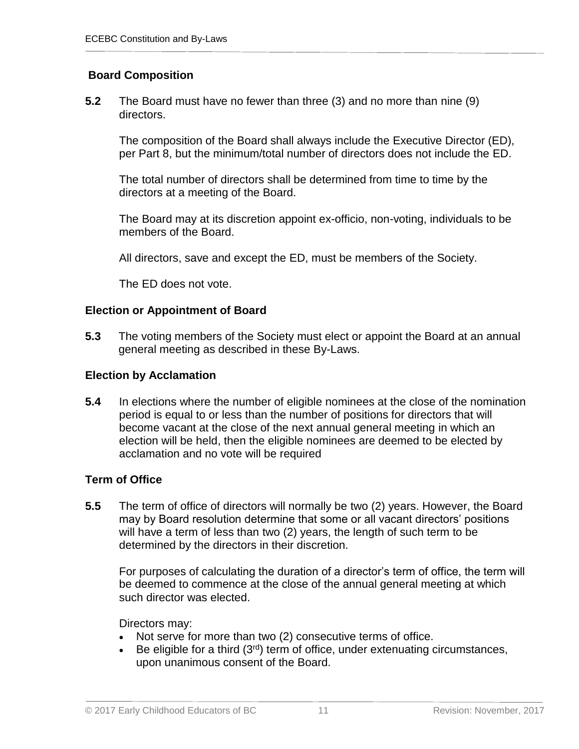### Board Composition

**5.2** The Board must have no fewer than three (3) and no more than nine (9) directors.

The composition of the Board shall always include the Executive Director (ED), per Part 8, but the minimum/total number of directors does not include the ED.

The total number of directors shall be determined from time to time by the directors at a meeting of the Board.

The Board may at its discretion appoint ex-officio, non-voting, individuals to be members of the Board.

All directors, save and except the ED, must be members of the Society.

The ED does not vote.

### Election or Appointment of Board

**5.3** The voting members of the Society must elect or appoint the Board at an annual general meeting as described in these By-Laws.

### Election by Acclamation

**5.4** In elections where the number of eligible nominees at the close of the nomination period is equal to or less than the number of positions for directors that will become vacant at the close of the next annual general meeting in which an election will be held, then the eligible nominees are deemed to be elected by acclamation and no vote will be required

### Term of Office

**5.5** The term of office of directors will normally be two (2) years. However, the Board may by Board resolution determine that some or all vacant directors' positions will have a term of less than two (2) years, the length of such term to be determined by the directors in their discretion.

For purposes of calculating the duration of a director's term of office, the term will be deemed to commence at the close of the annual general meeting at which such director was elected.

Directors may:

- Not serve for more than two (2) consecutive terms of office.
- Be eligible for a third (3rd) term of office, under extenuating circumstances, upon unanimous consent of the Board.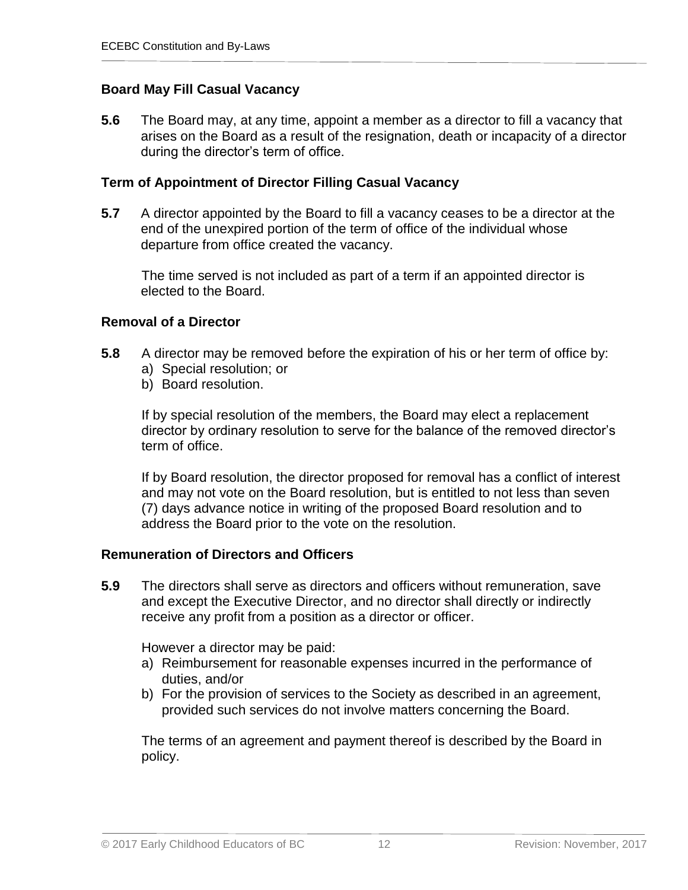### Board May Fill Casual Vacancy

**5.6** The Board may, at any time, appoint a member as a director to fill a vacancy that arises on the Board as a result of the resignation, death or incapacity of a director during the director's term of office.

### Term of Appointment of Director Filling Casual Vacancy

**5.7** A director appointed by the Board to fill a vacancy ceases to be a director at the end of the unexpired portion of the term of office of the individual whose departure from office created the vacancy.

The time served is not included as part of a term if an appointed director is elected to the Board.

### Removal of a Director

**5.8** A director may be removed before the expiration of his or her term of office by:

a) Special resolution; or
b) Board resolution.

If by special resolution of the members, the Board may elect a replacement director by ordinary resolution to serve for the balance of the removed director's term of office.

If by Board resolution, the director proposed for removal has a conflict of interest and may not vote on the Board resolution, but is entitled to not less than seven (7) days advance notice in writing of the proposed Board resolution and to address the Board prior to the vote on the resolution.

### Remuneration of Directors and Officers

**5.9** The directors shall serve as directors and officers without remuneration, save and except the Executive Director, and no director shall directly or indirectly receive any profit from a position as a director or officer.

However a director may be paid:

a) Reimbursement for reasonable expenses incurred in the performance of duties, and/or
b) For the provision of services to the Society as described in an agreement, provided such services do not involve matters concerning the Board.

The terms of an agreement and payment thereof is described by the Board in policy.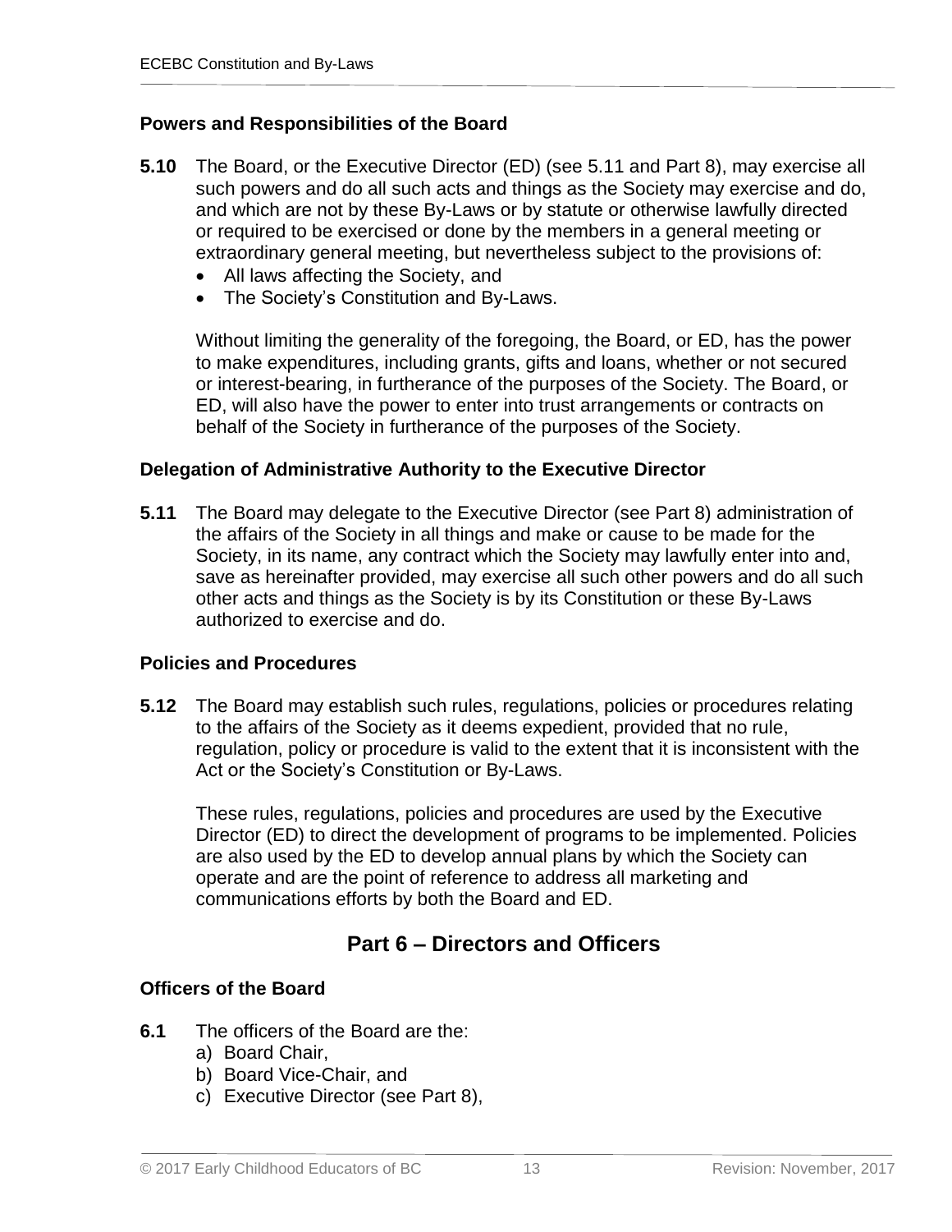### Powers and Responsibilities of the Board

**5.10** The Board, or the Executive Director (ED) (see 5.11 and Part 8), may exercise all such powers and do all such acts and things as the Society may exercise and do, and which are not by these By-Laws or by statute or otherwise lawfully directed or required to be exercised or done by the members in a general meeting or extraordinary general meeting, but nevertheless subject to the provisions of:

- All laws affecting the Society, and
- The Society's Constitution and By-Laws.

Without limiting the generality of the foregoing, the Board, or ED, has the power to make expenditures, including grants, gifts and loans, whether or not secured or interest-bearing, in furtherance of the purposes of the Society. The Board, or ED, will also have the power to enter into trust arrangements or contracts on behalf of the Society in furtherance of the purposes of the Society.

### Delegation of Administrative Authority to the Executive Director

**5.11** The Board may delegate to the Executive Director (see Part 8) administration of the affairs of the Society in all things and make or cause to be made for the Society, in its name, any contract which the Society may lawfully enter into and, save as hereinafter provided, may exercise all such other powers and do all such other acts and things as the Society is by its Constitution or these By-Laws authorized to exercise and do.

### Policies and Procedures

**5.12** The Board may establish such rules, regulations, policies or procedures relating to the affairs of the Society as it deems expedient, provided that no rule, regulation, policy or procedure is valid to the extent that it is inconsistent with the Act or the Society's Constitution or By-Laws.

These rules, regulations, policies and procedures are used by the Executive Director (ED) to direct the development of programs to be implemented. Policies are also used by the ED to develop annual plans by which the Society can operate and are the point of reference to address all marketing and communications efforts by both the Board and ED.

## Part 6 – Directors and Officers

### Officers of the Board

**6.1** The officers of the Board are the:

a) Board Chair,
b) Board Vice-Chair, and
c) Executive Director (see Part 8),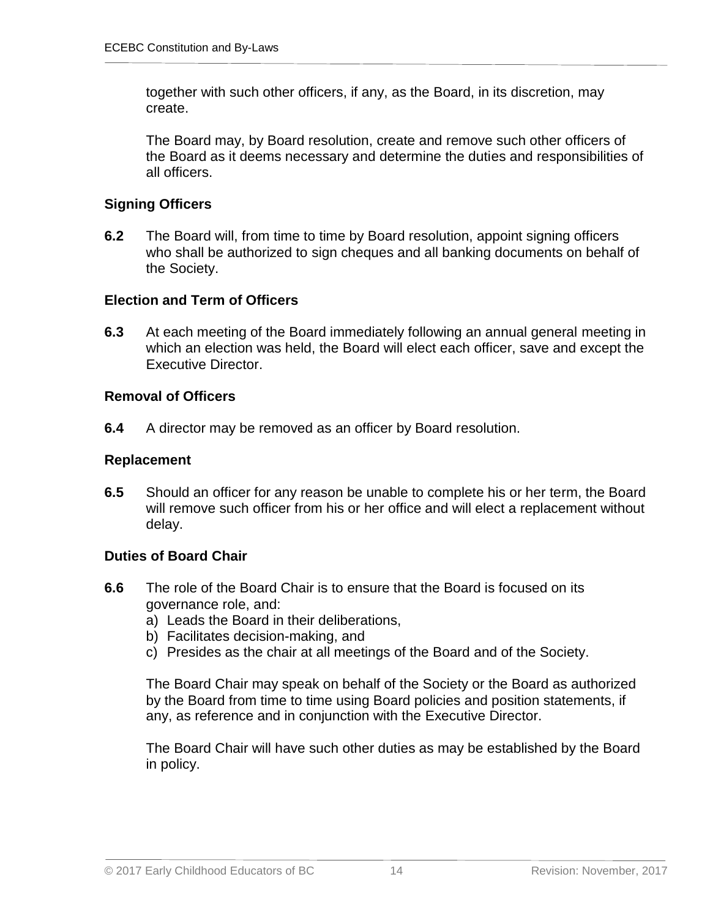together with such other officers, if any, as the Board, in its discretion, may create.

The Board may, by Board resolution, create and remove such other officers of the Board as it deems necessary and determine the duties and responsibilities of all officers.

### Signing Officers

**6.2** The Board will, from time to time by Board resolution, appoint signing officers who shall be authorized to sign cheques and all banking documents on behalf of the Society.

### Election and Term of Officers

**6.3** At each meeting of the Board immediately following an annual general meeting in which an election was held, the Board will elect each officer, save and except the Executive Director.

### Removal of Officers

**6.4** A director may be removed as an officer by Board resolution.

### Replacement

**6.5** Should an officer for any reason be unable to complete his or her term, the Board will remove such officer from his or her office and will elect a replacement without delay.

### Duties of Board Chair

**6.6** The role of the Board Chair is to ensure that the Board is focused on its governance role, and:

a) Leads the Board in their deliberations,
b) Facilitates decision-making, and
c) Presides as the chair at all meetings of the Board and of the Society.

The Board Chair may speak on behalf of the Society or the Board as authorized by the Board from time to time using Board policies and position statements, if any, as reference and in conjunction with the Executive Director.

The Board Chair will have such other duties as may be established by the Board in policy.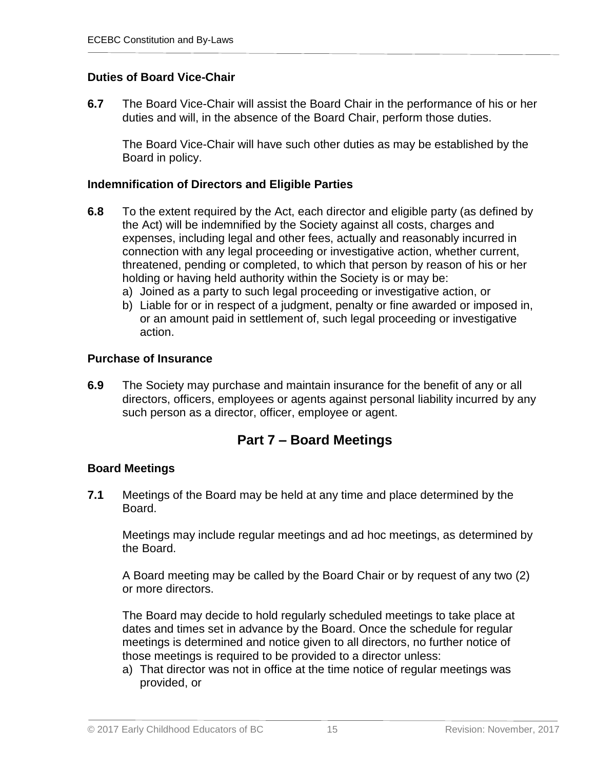### Duties of Board Vice-Chair

**6.7** The Board Vice-Chair will assist the Board Chair in the performance of his or her duties and will, in the absence of the Board Chair, perform those duties.

The Board Vice-Chair will have such other duties as may be established by the Board in policy.

### Indemnification of Directors and Eligible Parties

**6.8** To the extent required by the Act, each director and eligible party (as defined by the Act) will be indemnified by the Society against all costs, charges and expenses, including legal and other fees, actually and reasonably incurred in connection with any legal proceeding or investigative action, whether current, threatened, pending or completed, to which that person by reason of his or her holding or having held authority within the Society is or may be:

a) Joined as a party to such legal proceeding or investigative action, or
b) Liable for or in respect of a judgment, penalty or fine awarded or imposed in, or an amount paid in settlement of, such legal proceeding or investigative action.

### Purchase of Insurance

**6.9** The Society may purchase and maintain insurance for the benefit of any or all directors, officers, employees or agents against personal liability incurred by any such person as a director, officer, employee or agent.

## Part 7 – Board Meetings

### Board Meetings

**7.1** Meetings of the Board may be held at any time and place determined by the Board.

Meetings may include regular meetings and ad hoc meetings, as determined by the Board.

A Board meeting may be called by the Board Chair or by request of any two (2) or more directors.

The Board may decide to hold regularly scheduled meetings to take place at dates and times set in advance by the Board. Once the schedule for regular meetings is determined and notice given to all directors, no further notice of those meetings is required to be provided to a director unless:

a) That director was not in office at the time notice of regular meetings was provided, or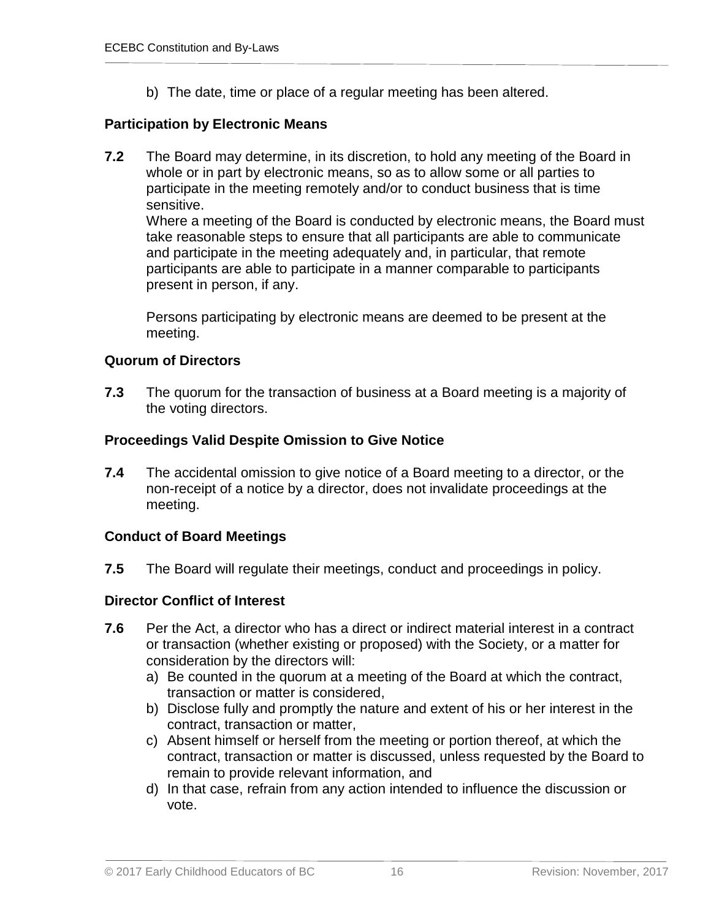b) The date, time or place of a regular meeting has been altered.

### Participation by Electronic Means

**7.2** The Board may determine, in its discretion, to hold any meeting of the Board in whole or in part by electronic means, so as to allow some or all parties to participate in the meeting remotely and/or to conduct business that is time sensitive.
Where a meeting of the Board is conducted by electronic means, the Board must take reasonable steps to ensure that all participants are able to communicate and participate in the meeting adequately and, in particular, that remote participants are able to participate in a manner comparable to participants present in person, if any.

Persons participating by electronic means are deemed to be present at the meeting.

### Quorum of Directors

**7.3** The quorum for the transaction of business at a Board meeting is a majority of the voting directors.

### Proceedings Valid Despite Omission to Give Notice

**7.4** The accidental omission to give notice of a Board meeting to a director, or the non-receipt of a notice by a director, does not invalidate proceedings at the meeting.

### Conduct of Board Meetings

**7.5** The Board will regulate their meetings, conduct and proceedings in policy.

### Director Conflict of Interest

**7.6** Per the Act, a director who has a direct or indirect material interest in a contract or transaction (whether existing or proposed) with the Society, or a matter for consideration by the directors will:

a) Be counted in the quorum at a meeting of the Board at which the contract, transaction or matter is considered,
b) Disclose fully and promptly the nature and extent of his or her interest in the contract, transaction or matter,
c) Absent himself or herself from the meeting or portion thereof, at which the contract, transaction or matter is discussed, unless requested by the Board to remain to provide relevant information, and
d) In that case, refrain from any action intended to influence the discussion or vote.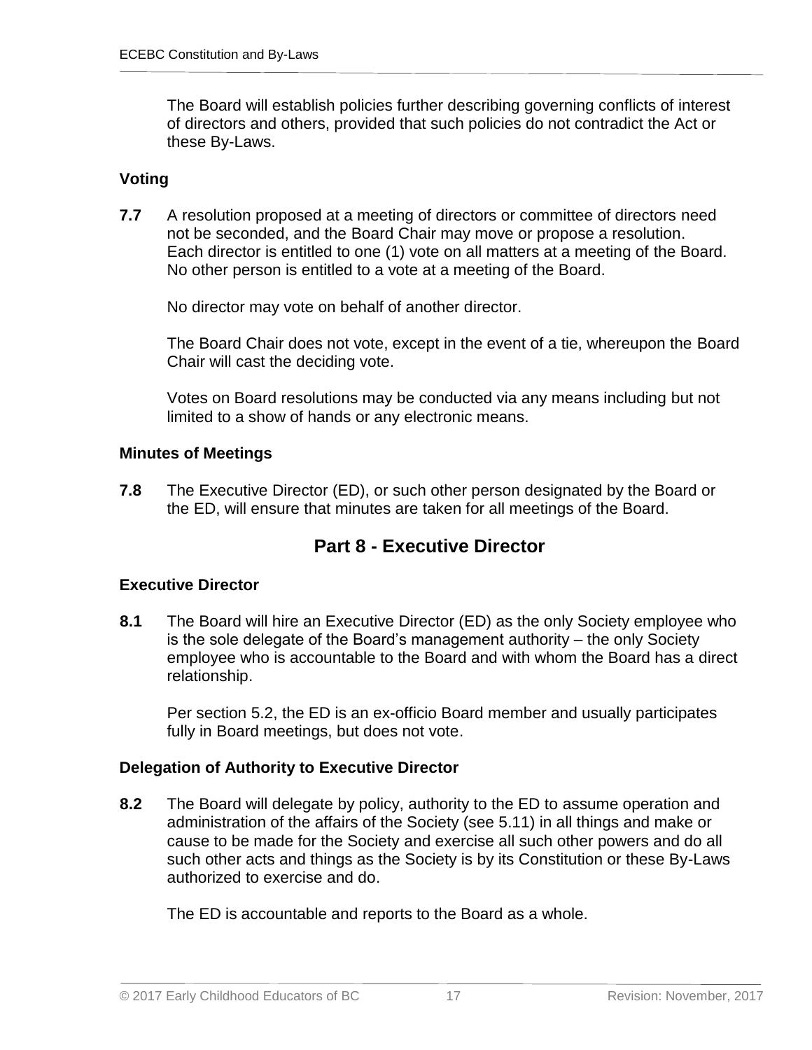The Board will establish policies further describing governing conflicts of interest of directors and others, provided that such policies do not contradict the Act or these By-Laws.

### Voting

**7.7** A resolution proposed at a meeting of directors or committee of directors need not be seconded, and the Board Chair may move or propose a resolution. Each director is entitled to one (1) vote on all matters at a meeting of the Board. No other person is entitled to a vote at a meeting of the Board.

No director may vote on behalf of another director.

The Board Chair does not vote, except in the event of a tie, whereupon the Board Chair will cast the deciding vote.

Votes on Board resolutions may be conducted via any means including but not limited to a show of hands or any electronic means.

### Minutes of Meetings

**7.8** The Executive Director (ED), or such other person designated by the Board or the ED, will ensure that minutes are taken for all meetings of the Board.

## Part 8 - Executive Director

### Executive Director

**8.1** The Board will hire an Executive Director (ED) as the only Society employee who is the sole delegate of the Board's management authority – the only Society employee who is accountable to the Board and with whom the Board has a direct relationship.

Per section 5.2, the ED is an ex-officio Board member and usually participates fully in Board meetings, but does not vote.

### Delegation of Authority to Executive Director

**8.2** The Board will delegate by policy, authority to the ED to assume operation and administration of the affairs of the Society (see 5.11) in all things and make or cause to be made for the Society and exercise all such other powers and do all such other acts and things as the Society is by its Constitution or these By-Laws authorized to exercise and do.

The ED is accountable and reports to the Board as a whole.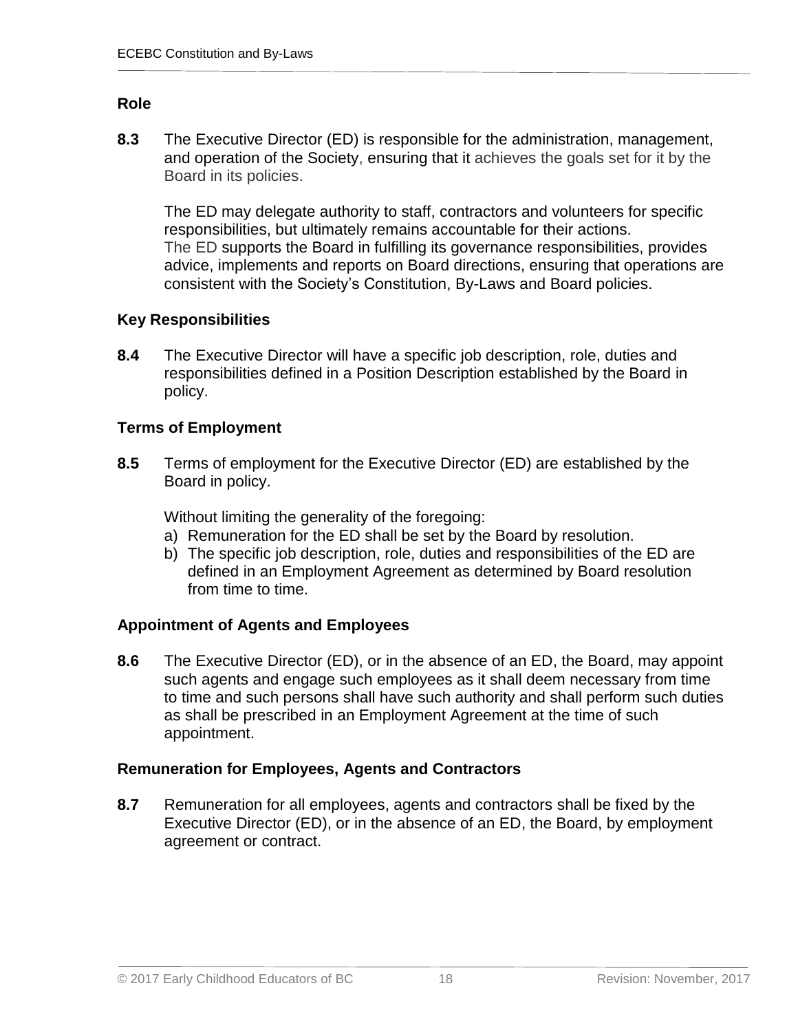### Role

**8.3** The Executive Director (ED) is responsible for the administration, management, and operation of the Society, ensuring that it achieves the goals set for it by the Board in its policies.

The ED may delegate authority to staff, contractors and volunteers for specific responsibilities, but ultimately remains accountable for their actions. The ED supports the Board in fulfilling its governance responsibilities, provides advice, implements and reports on Board directions, ensuring that operations are consistent with the Society's Constitution, By-Laws and Board policies.

### Key Responsibilities

**8.4** The Executive Director will have a specific job description, role, duties and responsibilities defined in a Position Description established by the Board in policy.

### Terms of Employment

**8.5** Terms of employment for the Executive Director (ED) are established by the Board in policy.

Without limiting the generality of the foregoing:

a) Remuneration for the ED shall be set by the Board by resolution.
b) The specific job description, role, duties and responsibilities of the ED are defined in an Employment Agreement as determined by Board resolution from time to time.

### Appointment of Agents and Employees

**8.6** The Executive Director (ED), or in the absence of an ED, the Board, may appoint such agents and engage such employees as it shall deem necessary from time to time and such persons shall have such authority and shall perform such duties as shall be prescribed in an Employment Agreement at the time of such appointment.

### Remuneration for Employees, Agents and Contractors

**8.7** Remuneration for all employees, agents and contractors shall be fixed by the Executive Director (ED), or in the absence of an ED, the Board, by employment agreement or contract.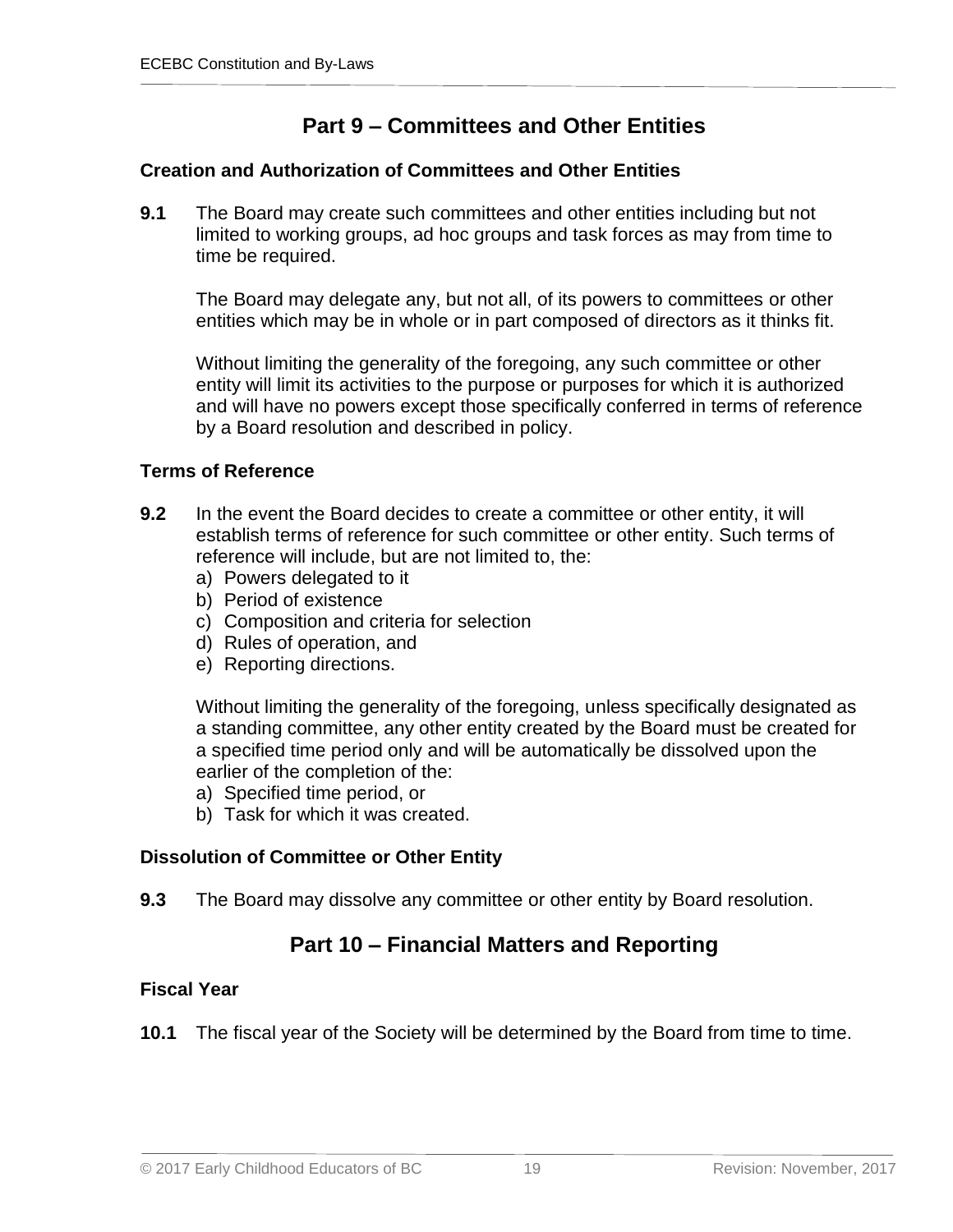## Part 9 – Committees and Other Entities

### Creation and Authorization of Committees and Other Entities

**9.1** The Board may create such committees and other entities including but not limited to working groups, ad hoc groups and task forces as may from time to time be required.

The Board may delegate any, but not all, of its powers to committees or other entities which may be in whole or in part composed of directors as it thinks fit.

Without limiting the generality of the foregoing, any such committee or other entity will limit its activities to the purpose or purposes for which it is authorized and will have no powers except those specifically conferred in terms of reference by a Board resolution and described in policy.

### Terms of Reference

**9.2** In the event the Board decides to create a committee or other entity, it will establish terms of reference for such committee or other entity. Such terms of reference will include, but are not limited to, the:

a) Powers delegated to it
b) Period of existence
c) Composition and criteria for selection
d) Rules of operation, and
e) Reporting directions.

Without limiting the generality of the foregoing, unless specifically designated as a standing committee, any other entity created by the Board must be created for a specified time period only and will be automatically be dissolved upon the earlier of the completion of the:

a) Specified time period, or
b) Task for which it was created.

### Dissolution of Committee or Other Entity

**9.3** The Board may dissolve any committee or other entity by Board resolution.

## Part 10 – Financial Matters and Reporting

### Fiscal Year

**10.1** The fiscal year of the Society will be determined by the Board from time to time.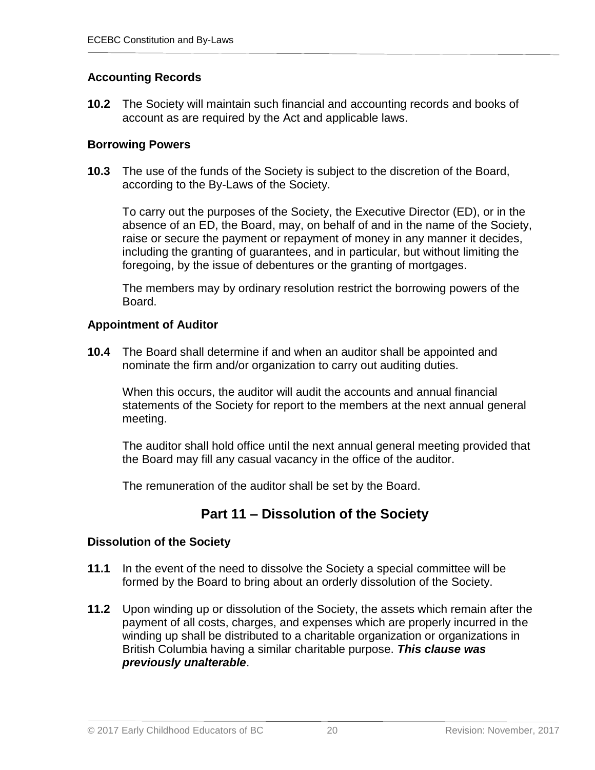### Accounting Records

**10.2** The Society will maintain such financial and accounting records and books of account as are required by the Act and applicable laws.

### Borrowing Powers

**10.3** The use of the funds of the Society is subject to the discretion of the Board, according to the By-Laws of the Society.

To carry out the purposes of the Society, the Executive Director (ED), or in the absence of an ED, the Board, may, on behalf of and in the name of the Society, raise or secure the payment or repayment of money in any manner it decides, including the granting of guarantees, and in particular, but without limiting the foregoing, by the issue of debentures or the granting of mortgages.

The members may by ordinary resolution restrict the borrowing powers of the Board.

### Appointment of Auditor

**10.4** The Board shall determine if and when an auditor shall be appointed and nominate the firm and/or organization to carry out auditing duties.

When this occurs, the auditor will audit the accounts and annual financial statements of the Society for report to the members at the next annual general meeting.

The auditor shall hold office until the next annual general meeting provided that the Board may fill any casual vacancy in the office of the auditor.

The remuneration of the auditor shall be set by the Board.

## Part 11 – Dissolution of the Society

### Dissolution of the Society

**11.1** In the event of the need to dissolve the Society a special committee will be formed by the Board to bring about an orderly dissolution of the Society.

**11.2** Upon winding up or dissolution of the Society, the assets which remain after the payment of all costs, charges, and expenses which are properly incurred in the winding up shall be distributed to a charitable organization or organizations in British Columbia having a similar charitable purpose. ***This clause was previously unalterable***.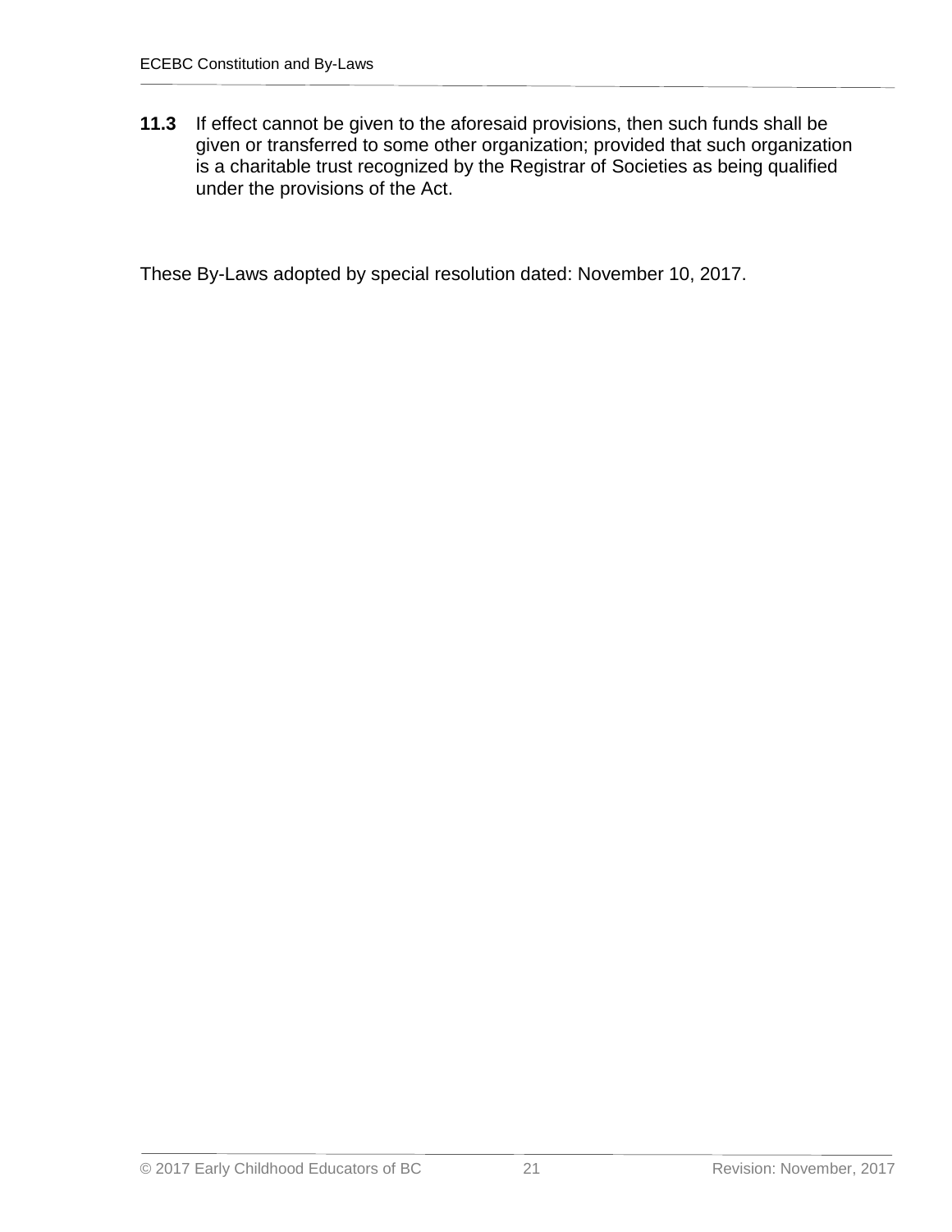**11.3** If effect cannot be given to the aforesaid provisions, then such funds shall be given or transferred to some other organization; provided that such organization is a charitable trust recognized by the Registrar of Societies as being qualified under the provisions of the Act.

These By-Laws adopted by special resolution dated: November 10, 2017.